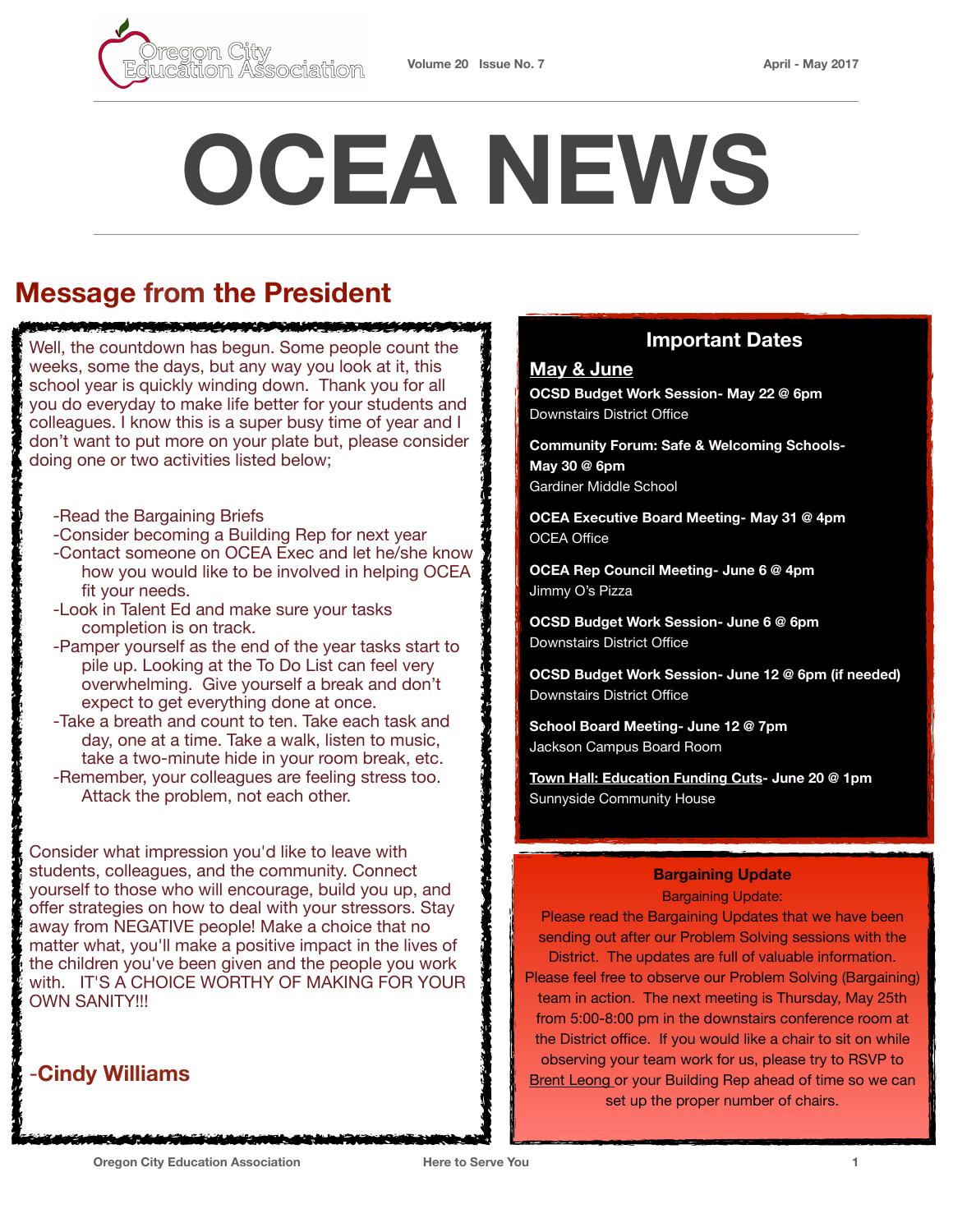# OCEA NEWS

Oregon City Education Association — Volume 20 Issue No. 7 — April - May 2017

## Message from the President

Well, the countdown has begun. Some people count the weeks, some the days, but any way you look at it, this school year is quickly winding down. Thank you for all you do everyday to make life better for your students and colleagues. I know this is a super busy time of year and I don't want to put more on your plate but, please consider doing one or two activities listed below;

- -Read the Bargaining Briefs
- -Consider becoming a Building Rep for next year
- -Contact someone on OCEA Exec and let he/she know how you would like to be involved in helping OCEA fit your needs.
- -Look in Talent Ed and make sure your tasks completion is on track.
- -Pamper yourself as the end of the year tasks start to pile up. Looking at the To Do List can feel very overwhelming. Give yourself a break and don't expect to get everything done at once.
- -Take a breath and count to ten. Take each task and day, one at a time. Take a walk, listen to music, take a two-minute hide in your room break, etc.
- -Remember, your colleagues are feeling stress too. Attack the problem, not each other.

Consider what impression you'd like to leave with students, colleagues, and the community. Connect yourself to those who will encourage, build you up, and offer strategies on how to deal with your stressors. Stay away from NEGATIVE people! Make a choice that no matter what, you'll make a positive impact in the lives of the children you've been given and the people you work with. IT'S A CHOICE WORTHY OF MAKING FOR YOUR OWN SANITY!!!

**-Cindy Williams**

## Important Dates

### May & June

**OCSD Budget Work Session- May 22 @ 6pm**
Downstairs District Office

**Community Forum: Safe & Welcoming Schools- May 30 @ 6pm**
Gardiner Middle School

**OCEA Executive Board Meeting- May 31 @ 4pm**
OCEA Office

**OCEA Rep Council Meeting- June 6 @ 4pm**
Jimmy O's Pizza

**OCSD Budget Work Session- June 6 @ 6pm**
Downstairs District Office

**OCSD Budget Work Session- June 12 @ 6pm (if needed)**
Downstairs District Office

**School Board Meeting- June 12 @ 7pm**
Jackson Campus Board Room

**Town Hall: Education Funding Cuts- June 20 @ 1pm**
Sunnyside Community House

### Bargaining Update

Bargaining Update:

Please read the Bargaining Updates that we have been sending out after our Problem Solving sessions with the District. The updates are full of valuable information. Please feel free to observe our Problem Solving (Bargaining) team in action. The next meeting is Thursday, May 25th from 5:00-8:00 pm in the downstairs conference room at the District office. If you would like a chair to sit on while observing your team work for us, please try to RSVP to Brent Leong or your Building Rep ahead of time so we can set up the proper number of chairs.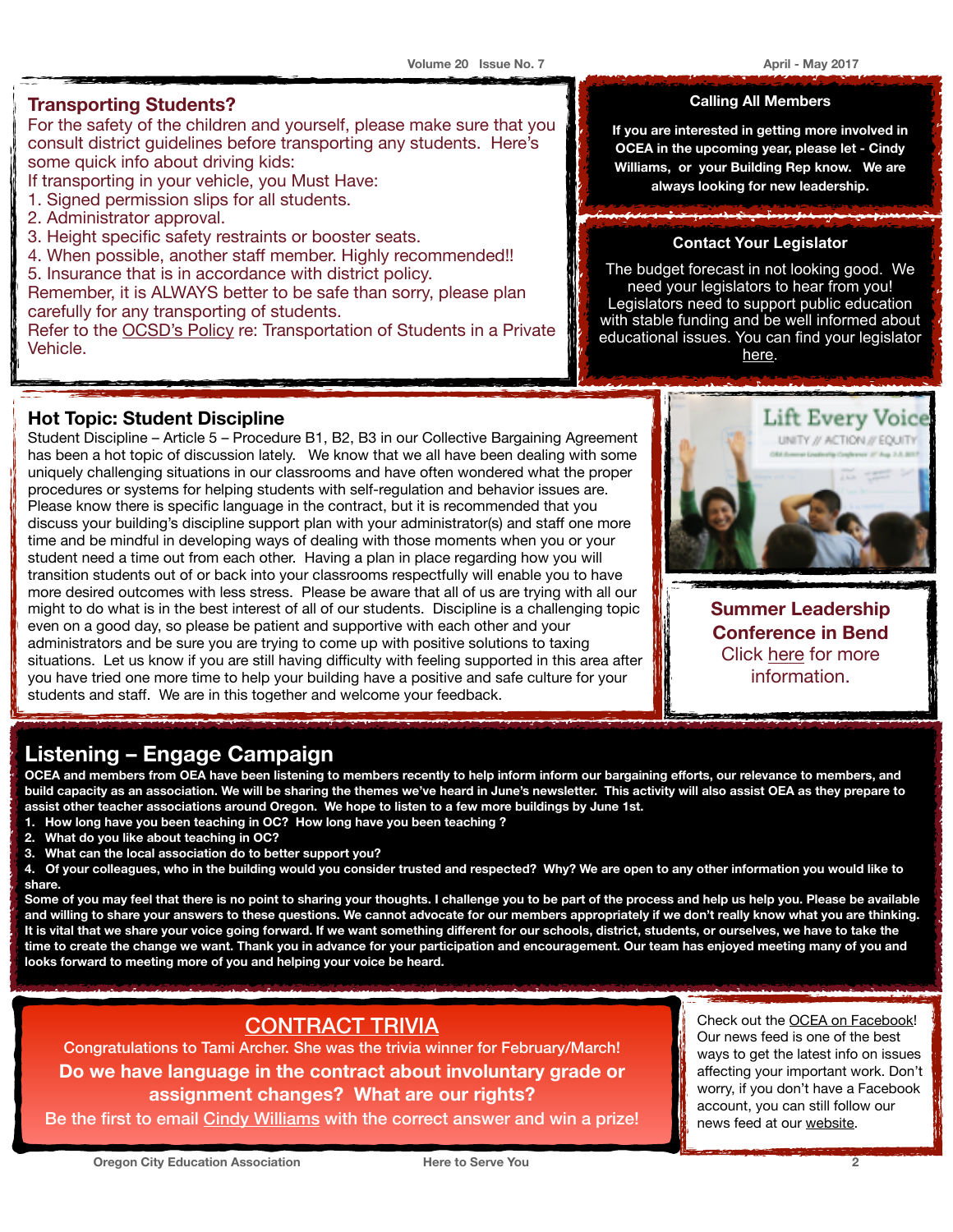## Transporting Students?

For the safety of the children and yourself, please make sure that you consult district guidelines before transporting any students. Here's some quick info about driving kids:

If transporting in your vehicle, you Must Have:

1. Signed permission slips for all students.
2. Administrator approval.
3. Height specific safety restraints or booster seats.
4. When possible, another staff member. Highly recommended!!
5. Insurance that is in accordance with district policy.

Remember, it is ALWAYS better to be safe than sorry, please plan carefully for any transporting of students.

Refer to the OCSD's Policy re: Transportation of Students in a Private Vehicle.

### Calling All Members

**If you are interested in getting more involved in OCEA in the upcoming year, please let - Cindy Williams, or your Building Rep know. We are always looking for new leadership.**

### Contact Your Legislator

The budget forecast in not looking good. We need your legislators to hear from you! Legislators need to support public education with stable funding and be well informed about educational issues. You can find your legislator here.

## Hot Topic: Student Discipline

Student Discipline – Article 5 – Procedure B1, B2, B3 in our Collective Bargaining Agreement has been a hot topic of discussion lately. We know that we all have been dealing with some uniquely challenging situations in our classrooms and have often wondered what the proper procedures or systems for helping students with self-regulation and behavior issues are. Please know there is specific language in the contract, but it is recommended that you discuss your building's discipline support plan with your administrator(s) and staff one more time and be mindful in developing ways of dealing with those moments when you or your student need a time out from each other. Having a plan in place regarding how you will transition students out of or back into your classrooms respectfully will enable you to have more desired outcomes with less stress. Please be aware that all of us are trying with all our might to do what is in the best interest of all of our students. Discipline is a challenging topic even on a good day, so please be patient and supportive with each other and your administrators and be sure you are trying to come up with positive solutions to taxing situations. Let us know if you are still having difficulty with feeling supported in this area after you have tried one more time to help your building have a positive and safe culture for your students and staff. We are in this together and welcome your feedback.

Lift Every Voice

UNITY // ACTION // EQUITY

**Summer Leadership Conference in Bend**

Click here for more information.

## Listening – Engage Campaign

**OCEA and members from OEA have been listening to members recently to help inform inform our bargaining efforts, our relevance to members, and build capacity as an association. We will be sharing the themes we've heard in June's newsletter. This activity will also assist OEA as they prepare to assist other teacher associations around Oregon. We hope to listen to a few more buildings by June 1st.**

1. **How long have you been teaching in OC? How long have you been teaching ?**
2. **What do you like about teaching in OC?**
3. **What can the local association do to better support you?**
4. **Of your colleagues, who in the building would you consider trusted and respected? Why? We are open to any other information you would like to share.**

**Some of you may feel that there is no point to sharing your thoughts. I challenge you to be part of the process and help us help you. Please be available and willing to share your answers to these questions. We cannot advocate for our members appropriately if we don't really know what you are thinking. It is vital that we share your voice going forward. If we want something different for our schools, district, students, or ourselves, we have to take the time to create the change we want. Thank you in advance for your participation and encouragement. Our team has enjoyed meeting many of you and looks forward to meeting more of you and helping your voice be heard.**

## CONTRACT TRIVIA

Congratulations to Tami Archer. She was the trivia winner for February/March!

**Do we have language in the contract about involuntary grade or assignment changes? What are our rights?**

Be the first to email Cindy Williams with the correct answer and win a prize!

Check out the OCEA on Facebook! Our news feed is one of the best ways to get the latest info on issues affecting your important work. Don't worry, if you don't have a Facebook account, you can still follow our news feed at our website.